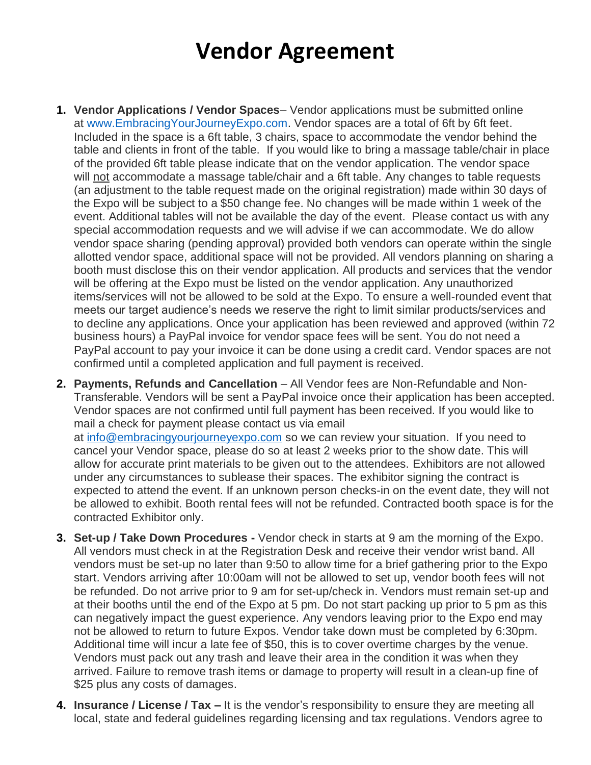# Vendor Agreement

1. **Vendor Applications / Vendor Spaces**– Vendor applications must be submitted online at www.EmbracingYourJourneyExpo.com. Vendor spaces are a total of 6ft by 6ft feet. Included in the space is a 6ft table, 3 chairs, space to accommodate the vendor behind the table and clients in front of the table. If you would like to bring a massage table/chair in place of the provided 6ft table please indicate that on the vendor application. The vendor space will not accommodate a massage table/chair and a 6ft table. Any changes to table requests (an adjustment to the table request made on the original registration) made within 30 days of the Expo will be subject to a $50 change fee. No changes will be made within 1 week of the event. Additional tables will not be available the day of the event. Please contact us with any special accommodation requests and we will advise if we can accommodate. We do allow vendor space sharing (pending approval) provided both vendors can operate within the single allotted vendor space, additional space will not be provided. All vendors planning on sharing a booth must disclose this on their vendor application. All products and services that the vendor will be offering at the Expo must be listed on the vendor application. Any unauthorized items/services will not be allowed to be sold at the Expo. To ensure a well-rounded event that meets our target audience's needs we reserve the right to limit similar products/services and to decline any applications. Once your application has been reviewed and approved (within 72 business hours) a PayPal invoice for vendor space fees will be sent. You do not need a PayPal account to pay your invoice it can be done using a credit card. Vendor spaces are not confirmed until a completed application and full payment is received.

2. **Payments, Refunds and Cancellation** – All Vendor fees are Non-Refundable and Non-Transferable. Vendors will be sent a PayPal invoice once their application has been accepted. Vendor spaces are not confirmed until full payment has been received. If you would like to mail a check for payment please contact us via email at info@embracingyourjourneyexpo.com so we can review your situation. If you need to cancel your Vendor space, please do so at least 2 weeks prior to the show date. This will allow for accurate print materials to be given out to the attendees. Exhibitors are not allowed under any circumstances to sublease their spaces. The exhibitor signing the contract is expected to attend the event. If an unknown person checks-in on the event date, they will not be allowed to exhibit. Booth rental fees will not be refunded. Contracted booth space is for the contracted Exhibitor only.

3. **Set-up / Take Down Procedures -** Vendor check in starts at 9 am the morning of the Expo. All vendors must check in at the Registration Desk and receive their vendor wrist band. All vendors must be set-up no later than 9:50 to allow time for a brief gathering prior to the Expo start. Vendors arriving after 10:00am will not be allowed to set up, vendor booth fees will not be refunded. Do not arrive prior to 9 am for set-up/check in. Vendors must remain set-up and at their booths until the end of the Expo at 5 pm. Do not start packing up prior to 5 pm as this can negatively impact the guest experience. Any vendors leaving prior to the Expo end may not be allowed to return to future Expos. Vendor take down must be completed by 6:30pm. Additional time will incur a late fee of $50, this is to cover overtime charges by the venue. Vendors must pack out any trash and leave their area in the condition it was when they arrived. Failure to remove trash items or damage to property will result in a clean-up fine of $25 plus any costs of damages.

4. **Insurance / License / Tax –** It is the vendor's responsibility to ensure they are meeting all local, state and federal guidelines regarding licensing and tax regulations. Vendors agree to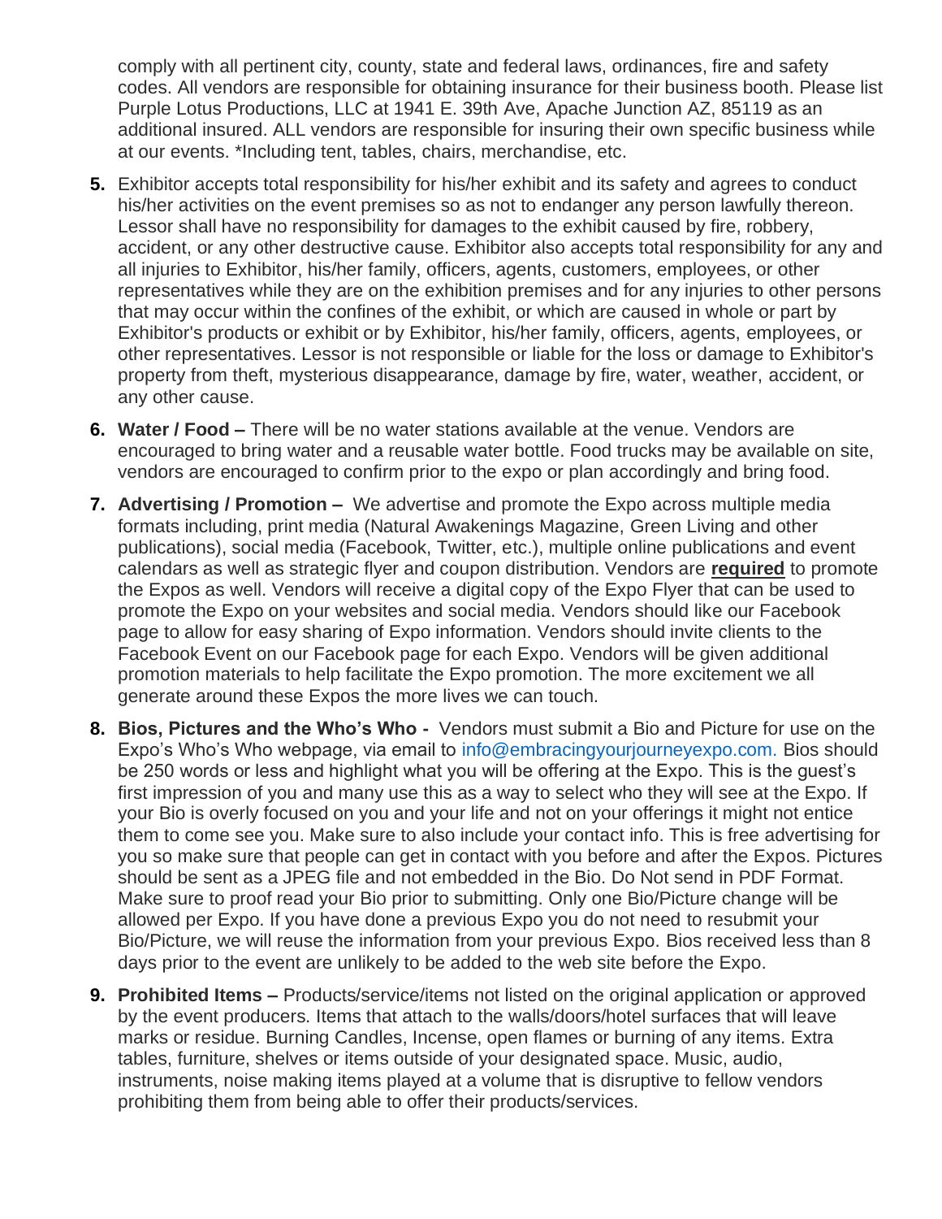comply with all pertinent city, county, state and federal laws, ordinances, fire and safety codes. All vendors are responsible for obtaining insurance for their business booth. Please list Purple Lotus Productions, LLC at 1941 E. 39th Ave, Apache Junction AZ, 85119 as an additional insured. ALL vendors are responsible for insuring their own specific business while at our events. *Including tent, tables, chairs, merchandise, etc.

5. Exhibitor accepts total responsibility for his/her exhibit and its safety and agrees to conduct his/her activities on the event premises so as not to endanger any person lawfully thereon. Lessor shall have no responsibility for damages to the exhibit caused by fire, robbery, accident, or any other destructive cause. Exhibitor also accepts total responsibility for any and all injuries to Exhibitor, his/her family, officers, agents, customers, employees, or other representatives while they are on the exhibition premises and for any injuries to other persons that may occur within the confines of the exhibit, or which are caused in whole or part by Exhibitor's products or exhibit or by Exhibitor, his/her family, officers, agents, employees, or other representatives. Lessor is not responsible or liable for the loss or damage to Exhibitor's property from theft, mysterious disappearance, damage by fire, water, weather, accident, or any other cause.

6. **Water / Food –** There will be no water stations available at the venue. Vendors are encouraged to bring water and a reusable water bottle. Food trucks may be available on site, vendors are encouraged to confirm prior to the expo or plan accordingly and bring food.

7. **Advertising / Promotion –** We advertise and promote the Expo across multiple media formats including, print media (Natural Awakenings Magazine, Green Living and other publications), social media (Facebook, Twitter, etc.), multiple online publications and event calendars as well as strategic flyer and coupon distribution. Vendors are **required** to promote the Expos as well. Vendors will receive a digital copy of the Expo Flyer that can be used to promote the Expo on your websites and social media. Vendors should like our Facebook page to allow for easy sharing of Expo information. Vendors should invite clients to the Facebook Event on our Facebook page for each Expo. Vendors will be given additional promotion materials to help facilitate the Expo promotion. The more excitement we all generate around these Expos the more lives we can touch.

8. **Bios, Pictures and the Who's Who -** Vendors must submit a Bio and Picture for use on the Expo's Who's Who webpage, via email to info@embracingyourjourneyexpo.com. Bios should be 250 words or less and highlight what you will be offering at the Expo. This is the guest's first impression of you and many use this as a way to select who they will see at the Expo. If your Bio is overly focused on you and your life and not on your offerings it might not entice them to come see you. Make sure to also include your contact info. This is free advertising for you so make sure that people can get in contact with you before and after the Expos. Pictures should be sent as a JPEG file and not embedded in the Bio. Do Not send in PDF Format. Make sure to proof read your Bio prior to submitting. Only one Bio/Picture change will be allowed per Expo. If you have done a previous Expo you do not need to resubmit your Bio/Picture, we will reuse the information from your previous Expo. Bios received less than 8 days prior to the event are unlikely to be added to the web site before the Expo.

9. **Prohibited Items –** Products/service/items not listed on the original application or approved by the event producers. Items that attach to the walls/doors/hotel surfaces that will leave marks or residue. Burning Candles, Incense, open flames or burning of any items. Extra tables, furniture, shelves or items outside of your designated space. Music, audio, instruments, noise making items played at a volume that is disruptive to fellow vendors prohibiting them from being able to offer their products/services.